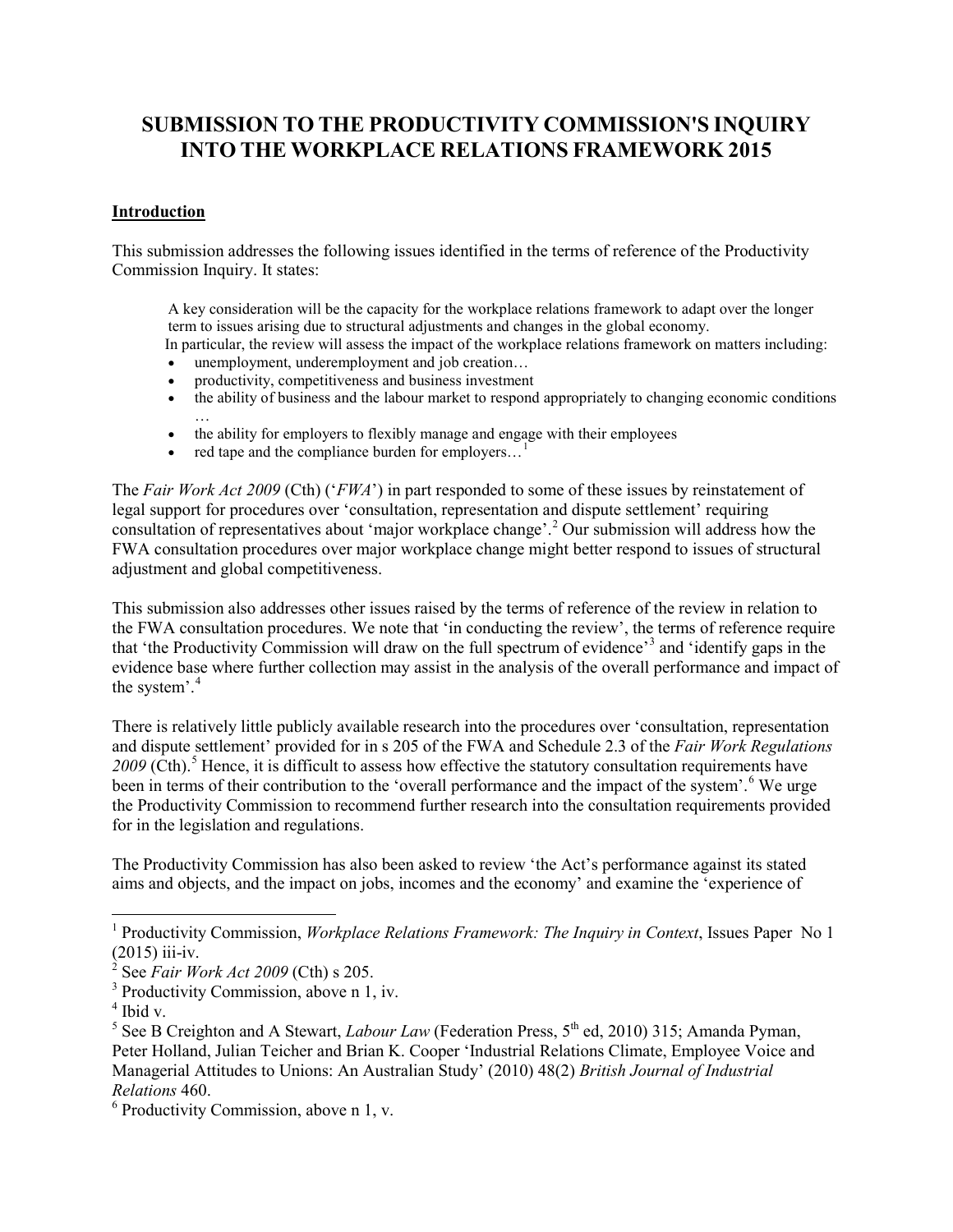# SUBMISSION TO THE PRODUCTIVITY COMMISSION'S INQUIRY INTO THE WORKPLACE RELATIONS FRAMEWORK 2015

## Introduction

This submission addresses the following issues identified in the terms of reference of the Productivity Commission Inquiry. It states:

> A key consideration will be the capacity for the workplace relations framework to adapt over the longer term to issues arising due to structural adjustments and changes in the global economy.
> In particular, the review will assess the impact of the workplace relations framework on matters including:
>
> - unemployment, underemployment and job creation…
> - productivity, competitiveness and business investment
> - the ability of business and the labour market to respond appropriately to changing economic conditions …
> - the ability for employers to flexibly manage and engage with their employees
> - red tape and the compliance burden for employers…[1]

The *Fair Work Act 2009* (Cth) ('*FWA*') in part responded to some of these issues by reinstatement of legal support for procedures over 'consultation, representation and dispute settlement' requiring consultation of representatives about 'major workplace change'.[2] Our submission will address how the FWA consultation procedures over major workplace change might better respond to issues of structural adjustment and global competitiveness.

This submission also addresses other issues raised by the terms of reference of the review in relation to the FWA consultation procedures. We note that 'in conducting the review', the terms of reference require that 'the Productivity Commission will draw on the full spectrum of evidence'[3] and 'identify gaps in the evidence base where further collection may assist in the analysis of the overall performance and impact of the system'.[4]

There is relatively little publicly available research into the procedures over 'consultation, representation and dispute settlement' provided for in s 205 of the FWA and Schedule 2.3 of the *Fair Work Regulations 2009* (Cth).[5] Hence, it is difficult to assess how effective the statutory consultation requirements have been in terms of their contribution to the 'overall performance and the impact of the system'.[6] We urge the Productivity Commission to recommend further research into the consultation requirements provided for in the legislation and regulations.

The Productivity Commission has also been asked to review 'the Act's performance against its stated aims and objects, and the impact on jobs, incomes and the economy' and examine the 'experience of

---

[1] Productivity Commission, *Workplace Relations Framework: The Inquiry in Context*, Issues Paper No 1 (2015) iii-iv.

[2] See *Fair Work Act 2009* (Cth) s 205.

[3] Productivity Commission, above n 1, iv.

[4] Ibid v.

[5] See B Creighton and A Stewart, *Labour Law* (Federation Press, 5th ed, 2010) 315; Amanda Pyman, Peter Holland, Julian Teicher and Brian K. Cooper 'Industrial Relations Climate, Employee Voice and Managerial Attitudes to Unions: An Australian Study' (2010) 48(2) *British Journal of Industrial Relations* 460.

[6] Productivity Commission, above n 1, v.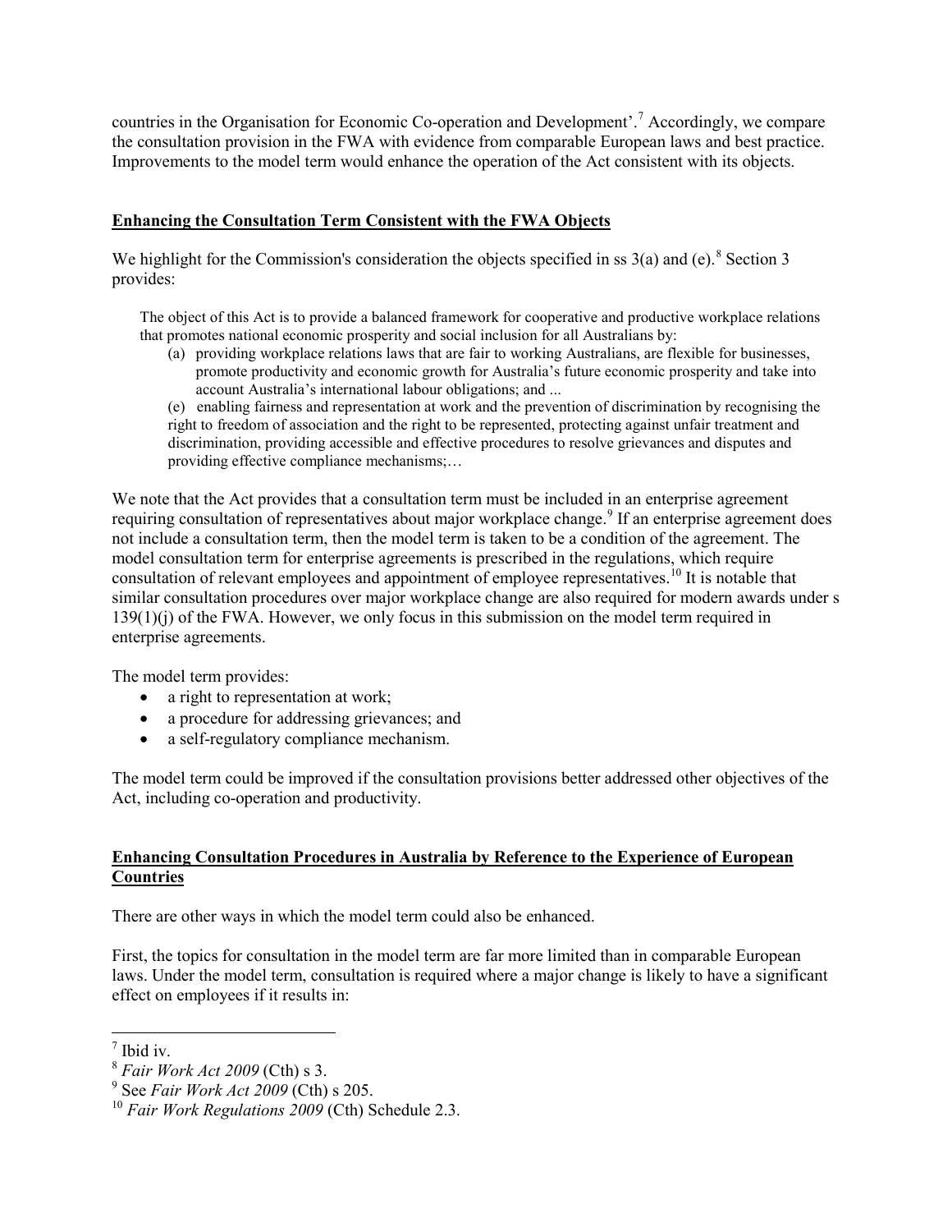countries in the Organisation for Economic Co-operation and Development'.[7] Accordingly, we compare the consultation provision in the FWA with evidence from comparable European laws and best practice. Improvements to the model term would enhance the operation of the Act consistent with its objects.

## Enhancing the Consultation Term Consistent with the FWA Objects

We highlight for the Commission's consideration the objects specified in ss 3(a) and (e).[8] Section 3 provides:

> The object of this Act is to provide a balanced framework for cooperative and productive workplace relations that promotes national economic prosperity and social inclusion for all Australians by:
>
> (a) providing workplace relations laws that are fair to working Australians, are flexible for businesses, promote productivity and economic growth for Australia's future economic prosperity and take into account Australia's international labour obligations; and ...
>
> (e) enabling fairness and representation at work and the prevention of discrimination by recognising the right to freedom of association and the right to be represented, protecting against unfair treatment and discrimination, providing accessible and effective procedures to resolve grievances and disputes and providing effective compliance mechanisms;…

We note that the Act provides that a consultation term must be included in an enterprise agreement requiring consultation of representatives about major workplace change.[9] If an enterprise agreement does not include a consultation term, then the model term is taken to be a condition of the agreement. The model consultation term for enterprise agreements is prescribed in the regulations, which require consultation of relevant employees and appointment of employee representatives.[10] It is notable that similar consultation procedures over major workplace change are also required for modern awards under s 139(1)(j) of the FWA. However, we only focus in this submission on the model term required in enterprise agreements.

The model term provides:

- a right to representation at work;
- a procedure for addressing grievances; and
- a self-regulatory compliance mechanism.

The model term could be improved if the consultation provisions better addressed other objectives of the Act, including co-operation and productivity.

## Enhancing Consultation Procedures in Australia by Reference to the Experience of European Countries

There are other ways in which the model term could also be enhanced.

First, the topics for consultation in the model term are far more limited than in comparable European laws. Under the model term, consultation is required where a major change is likely to have a significant effect on employees if it results in:

---

[7] Ibid iv.

[8] *Fair Work Act 2009* (Cth) s 3.

[9] See *Fair Work Act 2009* (Cth) s 205.

[10] *Fair Work Regulations 2009* (Cth) Schedule 2.3.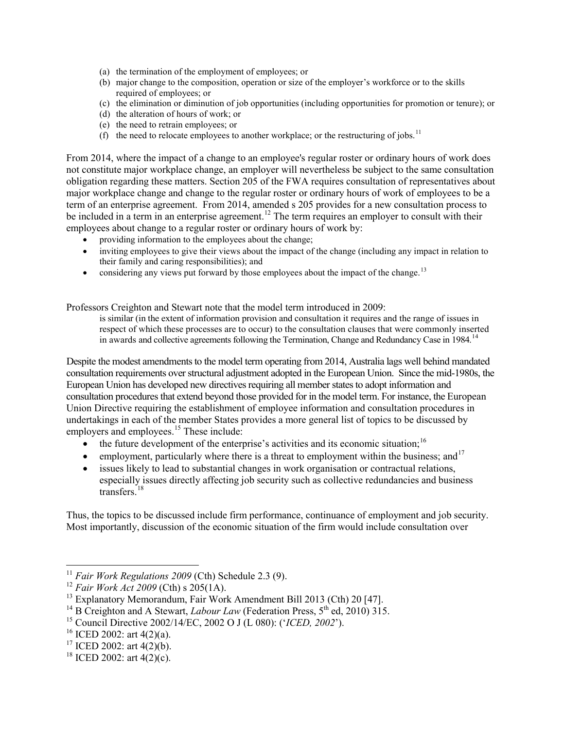(a) the termination of the employment of employees; or
(b) major change to the composition, operation or size of the employer's workforce or to the skills required of employees; or
(c) the elimination or diminution of job opportunities (including opportunities for promotion or tenure); or
(d) the alteration of hours of work; or
(e) the need to retrain employees; or
(f) the need to relocate employees to another workplace; or the restructuring of jobs.[11]

From 2014, where the impact of a change to an employee's regular roster or ordinary hours of work does not constitute major workplace change, an employer will nevertheless be subject to the same consultation obligation regarding these matters. Section 205 of the FWA requires consultation of representatives about major workplace change and change to the regular roster or ordinary hours of work of employees to be a term of an enterprise agreement. From 2014, amended s 205 provides for a new consultation process to be included in a term in an enterprise agreement.[12] The term requires an employer to consult with their employees about change to a regular roster or ordinary hours of work by:

- providing information to the employees about the change;
- inviting employees to give their views about the impact of the change (including any impact in relation to their family and caring responsibilities); and
- considering any views put forward by those employees about the impact of the change.[13]

Professors Creighton and Stewart note that the model term introduced in 2009:

> is similar (in the extent of information provision and consultation it requires and the range of issues in respect of which these processes are to occur) to the consultation clauses that were commonly inserted in awards and collective agreements following the Termination, Change and Redundancy Case in 1984.[14]

Despite the modest amendments to the model term operating from 2014, Australia lags well behind mandated consultation requirements over structural adjustment adopted in the European Union. Since the mid-1980s, the European Union has developed new directives requiring all member states to adopt information and consultation procedures that extend beyond those provided for in the model term. For instance, the European Union Directive requiring the establishment of employee information and consultation procedures in undertakings in each of the member States provides a more general list of topics to be discussed by employers and employees.[15] These include:

- the future development of the enterprise's activities and its economic situation;[16]
- employment, particularly where there is a threat to employment within the business; and[17]
- issues likely to lead to substantial changes in work organisation or contractual relations, especially issues directly affecting job security such as collective redundancies and business transfers.[18]

Thus, the topics to be discussed include firm performance, continuance of employment and job security. Most importantly, discussion of the economic situation of the firm would include consultation over

---

[11] *Fair Work Regulations 2009* (Cth) Schedule 2.3 (9).

[12] *Fair Work Act 2009* (Cth) s 205(1A).

[13] Explanatory Memorandum, Fair Work Amendment Bill 2013 (Cth) 20 [47].

[14] B Creighton and A Stewart, *Labour Law* (Federation Press, 5th ed, 2010) 315.

[15] Council Directive 2002/14/EC, 2002 O J (L 080): ('*ICED, 2002*').

[16] ICED 2002: art 4(2)(a).

[17] ICED 2002: art 4(2)(b).

[18] ICED 2002: art 4(2)(c).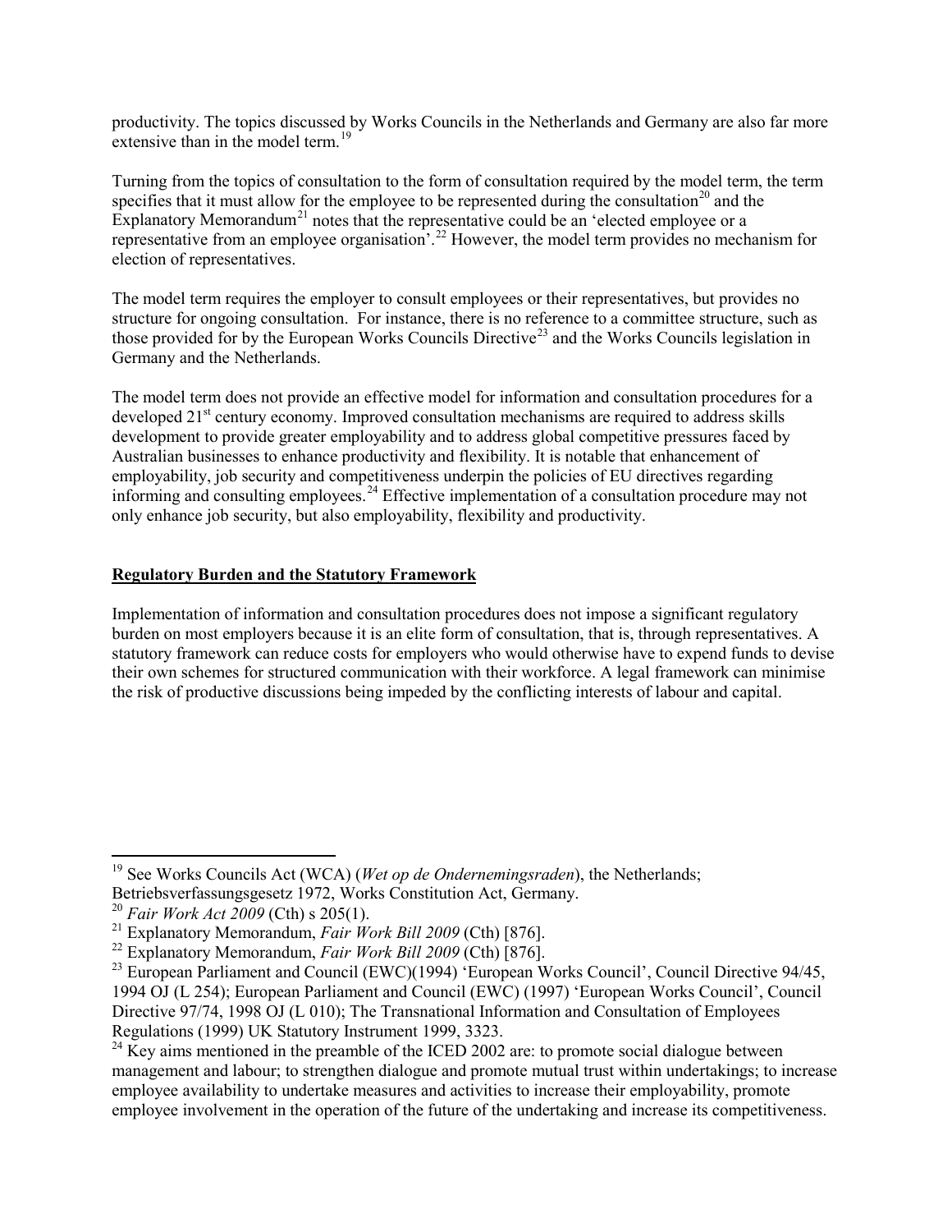productivity. The topics discussed by Works Councils in the Netherlands and Germany are also far more extensive than in the model term.[19]

Turning from the topics of consultation to the form of consultation required by the model term, the term specifies that it must allow for the employee to be represented during the consultation[20] and the Explanatory Memorandum[21] notes that the representative could be an 'elected employee or a representative from an employee organisation'.[22] However, the model term provides no mechanism for election of representatives.

The model term requires the employer to consult employees or their representatives, but provides no structure for ongoing consultation. For instance, there is no reference to a committee structure, such as those provided for by the European Works Councils Directive[23] and the Works Councils legislation in Germany and the Netherlands.

The model term does not provide an effective model for information and consultation procedures for a developed 21st century economy. Improved consultation mechanisms are required to address skills development to provide greater employability and to address global competitive pressures faced by Australian businesses to enhance productivity and flexibility. It is notable that enhancement of employability, job security and competitiveness underpin the policies of EU directives regarding informing and consulting employees.[24] Effective implementation of a consultation procedure may not only enhance job security, but also employability, flexibility and productivity.

## Regulatory Burden and the Statutory Framework

Implementation of information and consultation procedures does not impose a significant regulatory burden on most employers because it is an elite form of consultation, that is, through representatives. A statutory framework can reduce costs for employers who would otherwise have to expend funds to devise their own schemes for structured communication with their workforce. A legal framework can minimise the risk of productive discussions being impeded by the conflicting interests of labour and capital.

---

[19] See Works Councils Act (WCA) (*Wet op de Ondernemingsraden*), the Netherlands; Betriebsverfassungsgesetz 1972, Works Constitution Act, Germany.

[20] *Fair Work Act 2009* (Cth) s 205(1).

[21] Explanatory Memorandum, *Fair Work Bill 2009* (Cth) [876].

[22] Explanatory Memorandum, *Fair Work Bill 2009* (Cth) [876].

[23] European Parliament and Council (EWC)(1994) 'European Works Council', Council Directive 94/45, 1994 OJ (L 254); European Parliament and Council (EWC) (1997) 'European Works Council', Council Directive 97/74, 1998 OJ (L 010); The Transnational Information and Consultation of Employees Regulations (1999) UK Statutory Instrument 1999, 3323.

[24] Key aims mentioned in the preamble of the ICED 2002 are: to promote social dialogue between management and labour; to strengthen dialogue and promote mutual trust within undertakings; to increase employee availability to undertake measures and activities to increase their employability, promote employee involvement in the operation of the future of the undertaking and increase its competitiveness.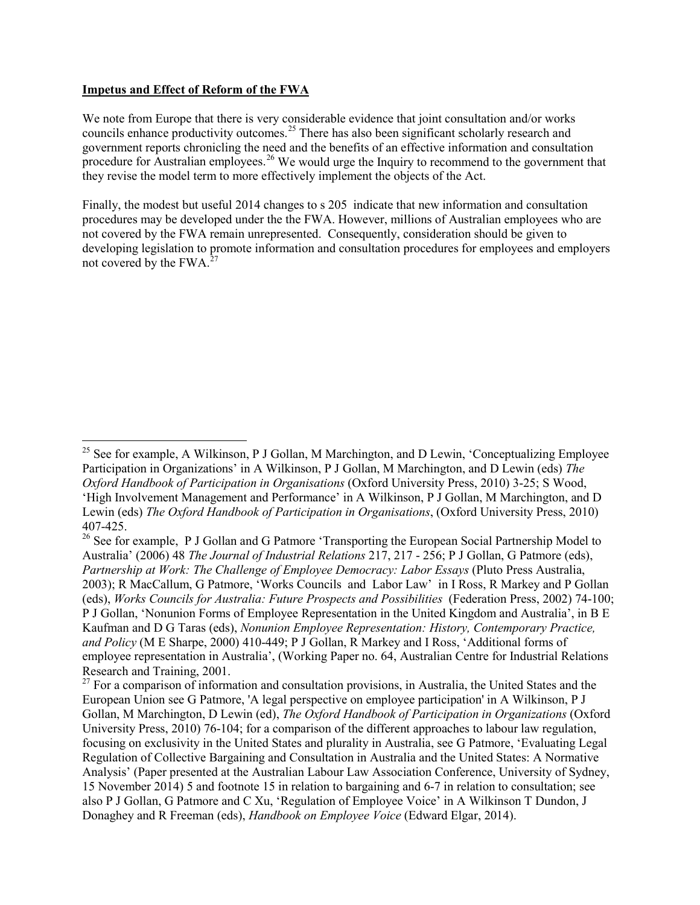**Impetus and Effect of Reform of the FWA**

We note from Europe that there is very considerable evidence that joint consultation and/or works councils enhance productivity outcomes.[25] There has also been significant scholarly research and government reports chronicling the need and the benefits of an effective information and consultation procedure for Australian employees.[26] We would urge the Inquiry to recommend to the government that they revise the model term to more effectively implement the objects of the Act.

Finally, the modest but useful 2014 changes to s 205 indicate that new information and consultation procedures may be developed under the the FWA. However, millions of Australian employees who are not covered by the FWA remain unrepresented. Consequently, consideration should be given to developing legislation to promote information and consultation procedures for employees and employers not covered by the FWA.[27]

---

[25] See for example, A Wilkinson, P J Gollan, M Marchington, and D Lewin, 'Conceptualizing Employee Participation in Organizations' in A Wilkinson, P J Gollan, M Marchington, and D Lewin (eds) *The Oxford Handbook of Participation in Organisations* (Oxford University Press, 2010) 3-25; S Wood, 'High Involvement Management and Performance' in A Wilkinson, P J Gollan, M Marchington, and D Lewin (eds) *The Oxford Handbook of Participation in Organisations*, (Oxford University Press, 2010) 407-425.

[26] See for example, P J Gollan and G Patmore 'Transporting the European Social Partnership Model to Australia' (2006) 48 *The Journal of Industrial Relations* 217, 217 - 256; P J Gollan, G Patmore (eds), *Partnership at Work: The Challenge of Employee Democracy: Labor Essays* (Pluto Press Australia, 2003); R MacCallum, G Patmore, 'Works Councils and Labor Law' in I Ross, R Markey and P Gollan (eds), *Works Councils for Australia: Future Prospects and Possibilities* (Federation Press, 2002) 74-100; P J Gollan, 'Nonunion Forms of Employee Representation in the United Kingdom and Australia', in B E Kaufman and D G Taras (eds), *Nonunion Employee Representation: History, Contemporary Practice, and Policy* (M E Sharpe, 2000) 410-449; P J Gollan, R Markey and I Ross, 'Additional forms of employee representation in Australia', (Working Paper no. 64, Australian Centre for Industrial Relations Research and Training, 2001.

[27] For a comparison of information and consultation provisions, in Australia, the United States and the European Union see G Patmore, 'A legal perspective on employee participation' in A Wilkinson, P J Gollan, M Marchington, D Lewin (ed), *The Oxford Handbook of Participation in Organizations* (Oxford University Press, 2010) 76-104; for a comparison of the different approaches to labour law regulation, focusing on exclusivity in the United States and plurality in Australia, see G Patmore, 'Evaluating Legal Regulation of Collective Bargaining and Consultation in Australia and the United States: A Normative Analysis' (Paper presented at the Australian Labour Law Association Conference, University of Sydney, 15 November 2014) 5 and footnote 15 in relation to bargaining and 6-7 in relation to consultation; see also P J Gollan, G Patmore and C Xu, 'Regulation of Employee Voice' in A Wilkinson T Dundon, J Donaghey and R Freeman (eds), *Handbook on Employee Voice* (Edward Elgar, 2014).